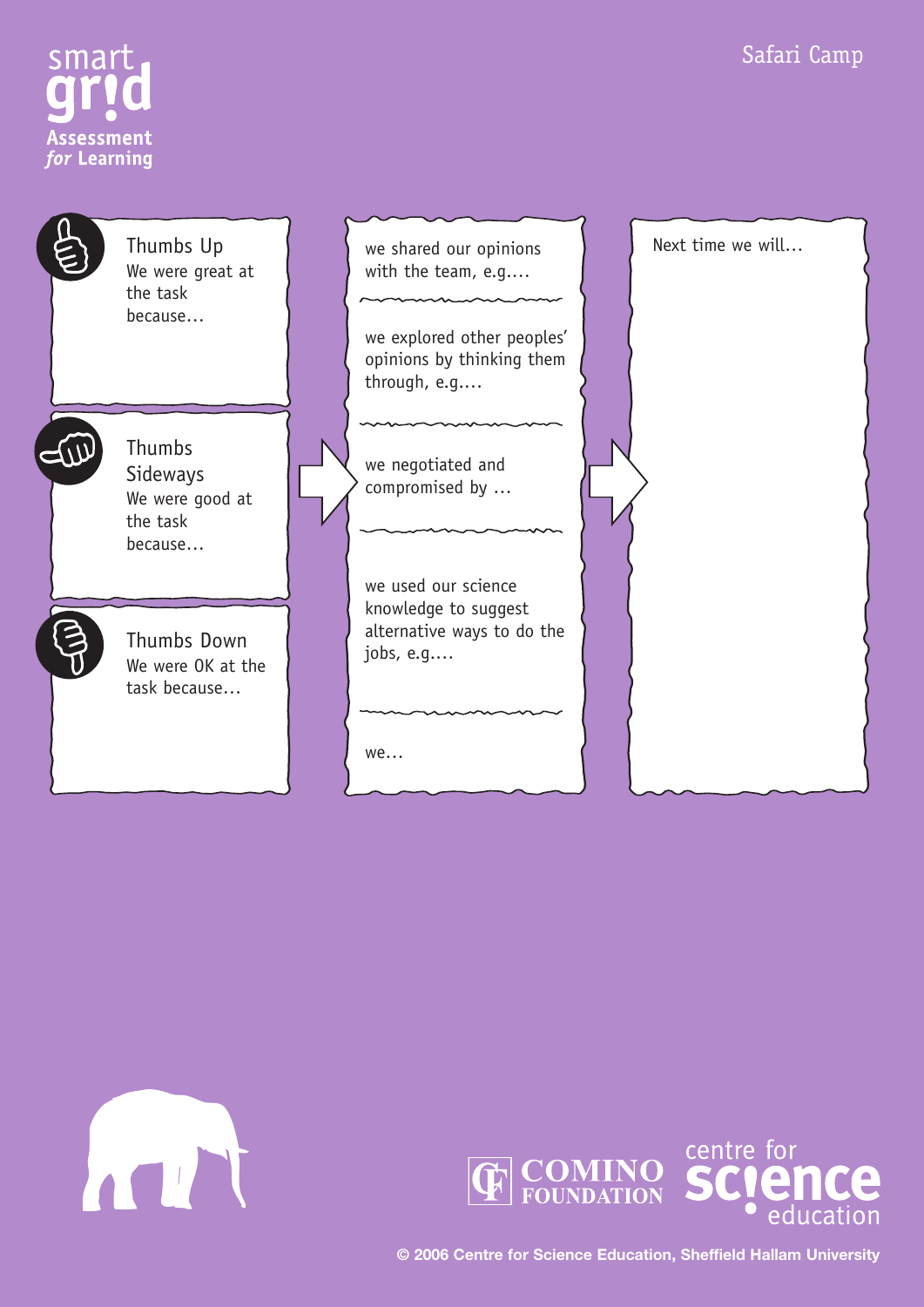smart grid
Assessment *for* Learning

Safari Camp

**Thumbs Up**
We were great at the task because…

**Thumbs Sideways**
We were good at the task because…

**Thumbs Down**
We were OK at the task because…

we shared our opinions with the team, e.g.…

we explored other peoples' opinions by thinking them through, e.g.…

we negotiated and compromised by …

we used our science knowledge to suggest alternative ways to do the jobs, e.g.…

we…

Next time we will…

COMINO FOUNDATION

centre for science education

© 2006 Centre for Science Education, Sheffield Hallam University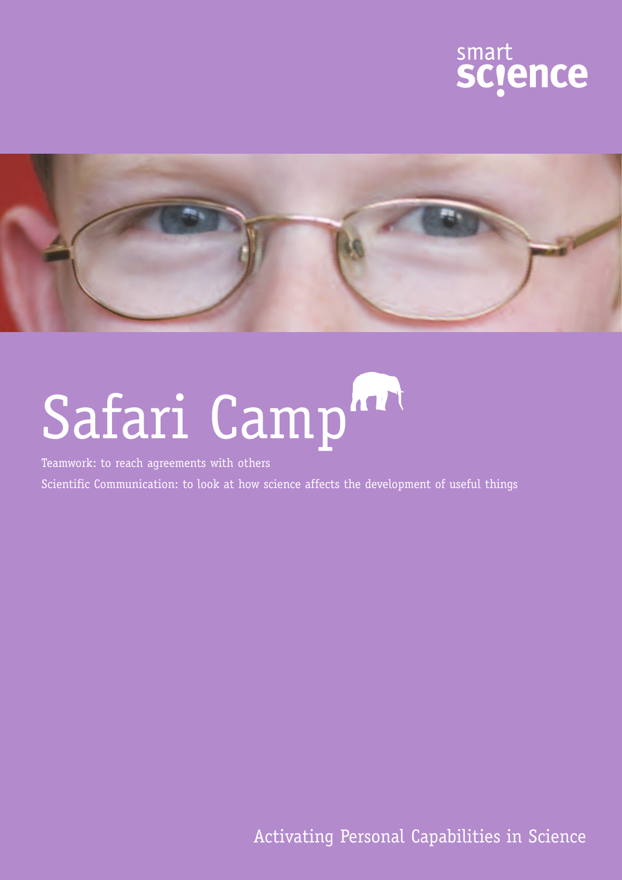smart science

# Safari Camp

Teamwork: to reach agreements with others

Scientific Communication: to look at how science affects the development of useful things

Activating Personal Capabilities in Science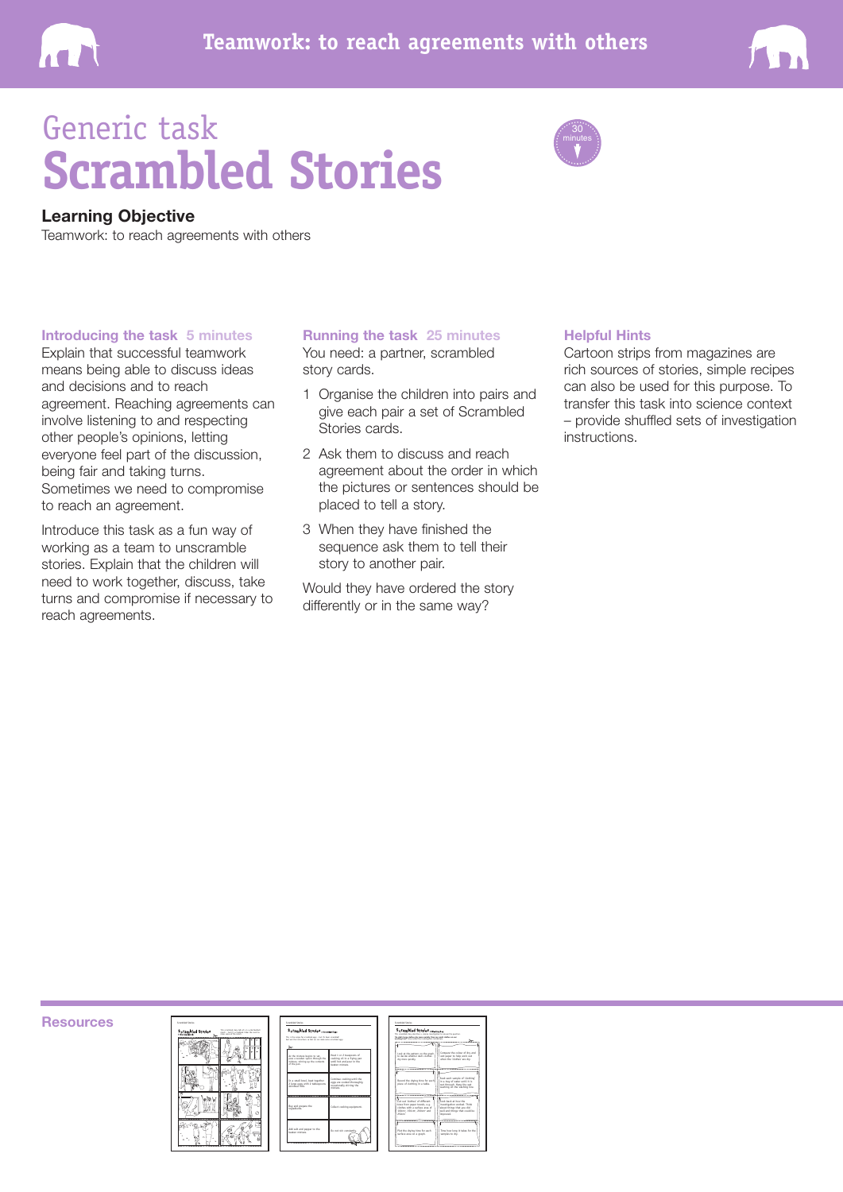# Generic task
# Scrambled Stories

30 minutes

## Learning Objective

Teamwork: to reach agreements with others

### Introducing the task 5 minutes

Explain that successful teamwork means being able to discuss ideas and decisions and to reach agreement. Reaching agreements can involve listening to and respecting other people's opinions, letting everyone feel part of the discussion, being fair and taking turns. Sometimes we need to compromise to reach an agreement.

Introduce this task as a fun way of working as a team to unscramble stories. Explain that the children will need to work together, discuss, take turns and compromise if necessary to reach agreements.

### Running the task 25 minutes

You need: a partner, scrambled story cards.

1. Organise the children into pairs and give each pair a set of Scrambled Stories cards.
2. Ask them to discuss and reach agreement about the order in which the pictures or sentences should be placed to tell a story.
3. When they have finished the sequence ask them to tell their story to another pair.

Would they have ordered the story differently or in the same way?

### Helpful Hints

Cartoon strips from magazines are rich sources of stories, simple recipes can also be used for this purpose. To transfer this task into science context – provide shuffled sets of investigation instructions.

### Resources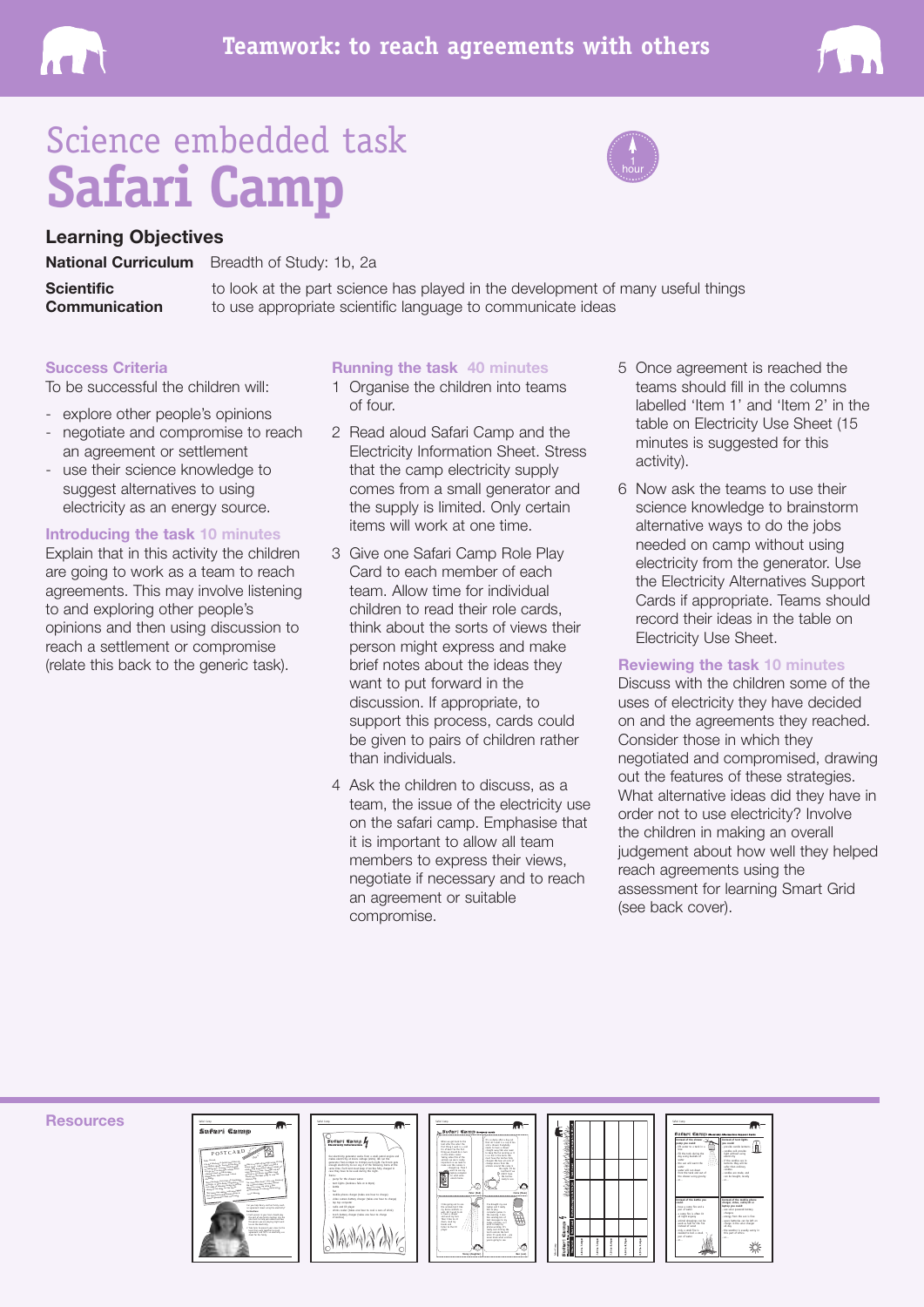# Science embedded task
# Safari Camp

1 hour

## Learning Objectives

**National Curriculum** Breadth of Study: 1b, 2a

**Scientific** to look at the part science has played in the development of many useful things
**Communication** to use appropriate scientific language to communicate ideas

### Success Criteria

To be successful the children will:

- explore other people's opinions
- negotiate and compromise to reach an agreement or settlement
- use their science knowledge to suggest alternatives to using electricity as an energy source.

### Introducing the task 10 minutes

Explain that in this activity the children are going to work as a team to reach agreements. This may involve listening to and exploring other people's opinions and then using discussion to reach a settlement or compromise (relate this back to the generic task).

### Running the task 40 minutes

1 Organise the children into teams of four.

2 Read aloud Safari Camp and the Electricity Information Sheet. Stress that the camp electricity supply comes from a small generator and the supply is limited. Only certain items will work at one time.

3 Give one Safari Camp Role Play Card to each member of each team. Allow time for individual children to read their role cards, think about the sorts of views their person might express and make brief notes about the ideas they want to put forward in the discussion. If appropriate, to support this process, cards could be given to pairs of children rather than individuals.

4 Ask the children to discuss, as a team, the issue of the electricity use on the safari camp. Emphasise that it is important to allow all team members to express their views, negotiate if necessary and to reach an agreement or suitable compromise.

5 Once agreement is reached the teams should fill in the columns labelled 'Item 1' and 'Item 2' in the table on Electricity Use Sheet (15 minutes is suggested for this activity).

6 Now ask the teams to use their science knowledge to brainstorm alternative ways to do the jobs needed on camp without using electricity from the generator. Use the Electricity Alternatives Support Cards if appropriate. Teams should record their ideas in the table on Electricity Use Sheet.

### Reviewing the task 10 minutes

Discuss with the children some of the uses of electricity they have decided on and the agreements they reached. Consider those in which they negotiated and compromised, drawing out the features of these strategies. What alternative ideas did they have in order not to use electricity? Involve the children in making an overall judgement about how well they helped reach agreements using the assessment for learning Smart Grid (see back cover).

### Resources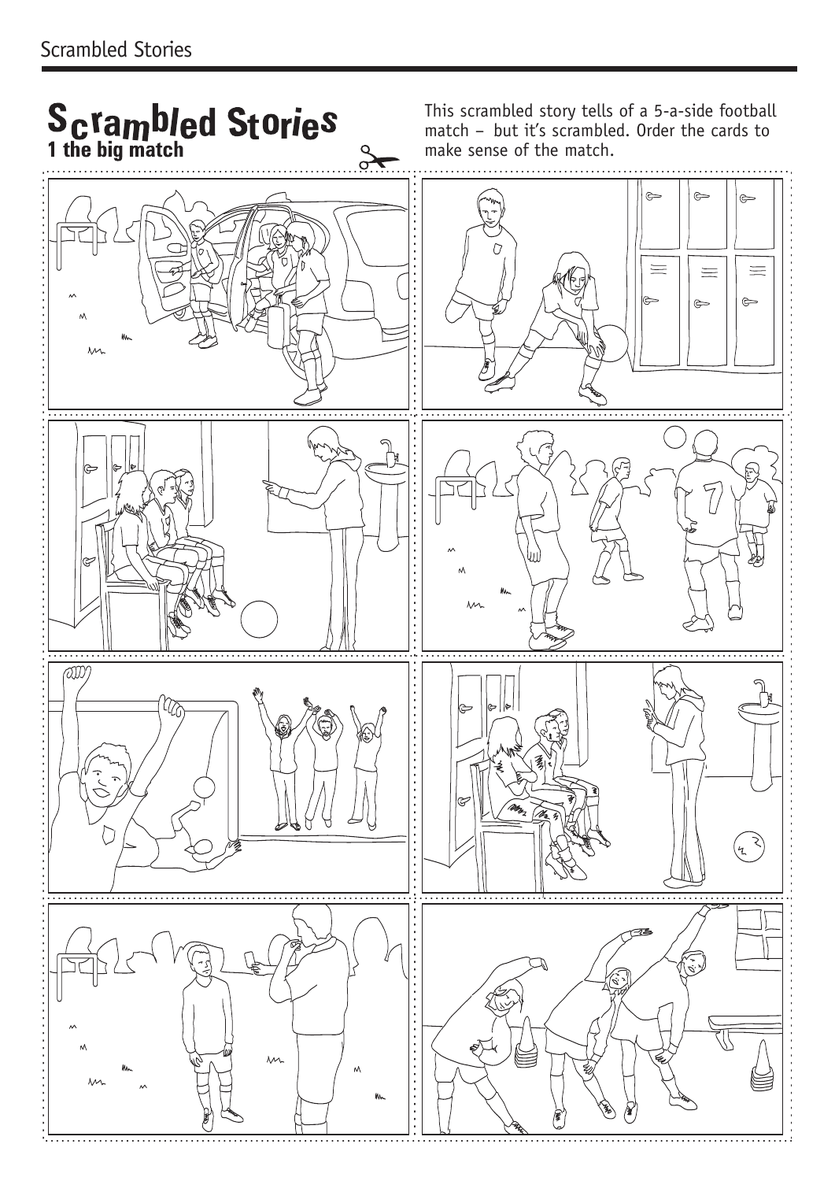# Scrambled Stories

## 1 the big match

This scrambled story tells of a 5-a-side football match – but it's scrambled. Order the cards to make sense of the match.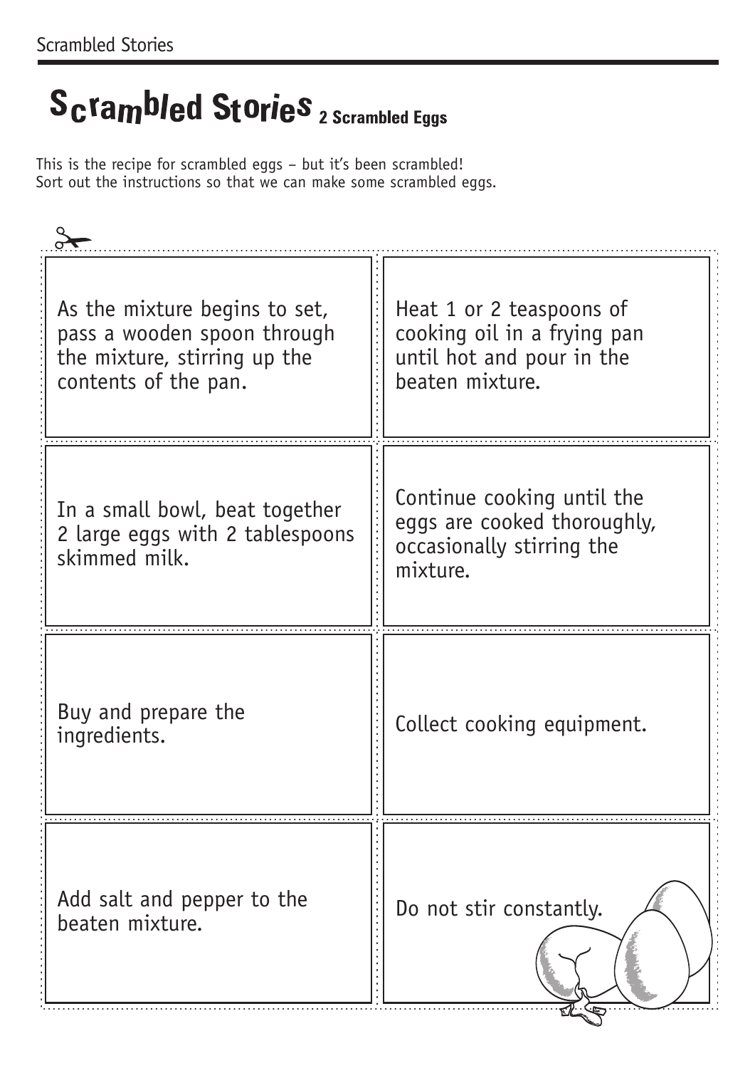# Scrambled Stories 2 Scrambled Eggs

This is the recipe for scrambled eggs – but it's been scrambled!
Sort out the instructions so that we can make some scrambled eggs.

| | |
|---|---|
| As the mixture begins to set, pass a wooden spoon through the mixture, stirring up the contents of the pan. | Heat 1 or 2 teaspoons of cooking oil in a frying pan until hot and pour in the beaten mixture. |
| In a small bowl, beat together 2 large eggs with 2 tablespoons skimmed milk. | Continue cooking until the eggs are cooked thoroughly, occasionally stirring the mixture. |
| Buy and prepare the ingredients. | Collect cooking equipment. |
| Add salt and pepper to the beaten mixture. | Do not stir constantly. |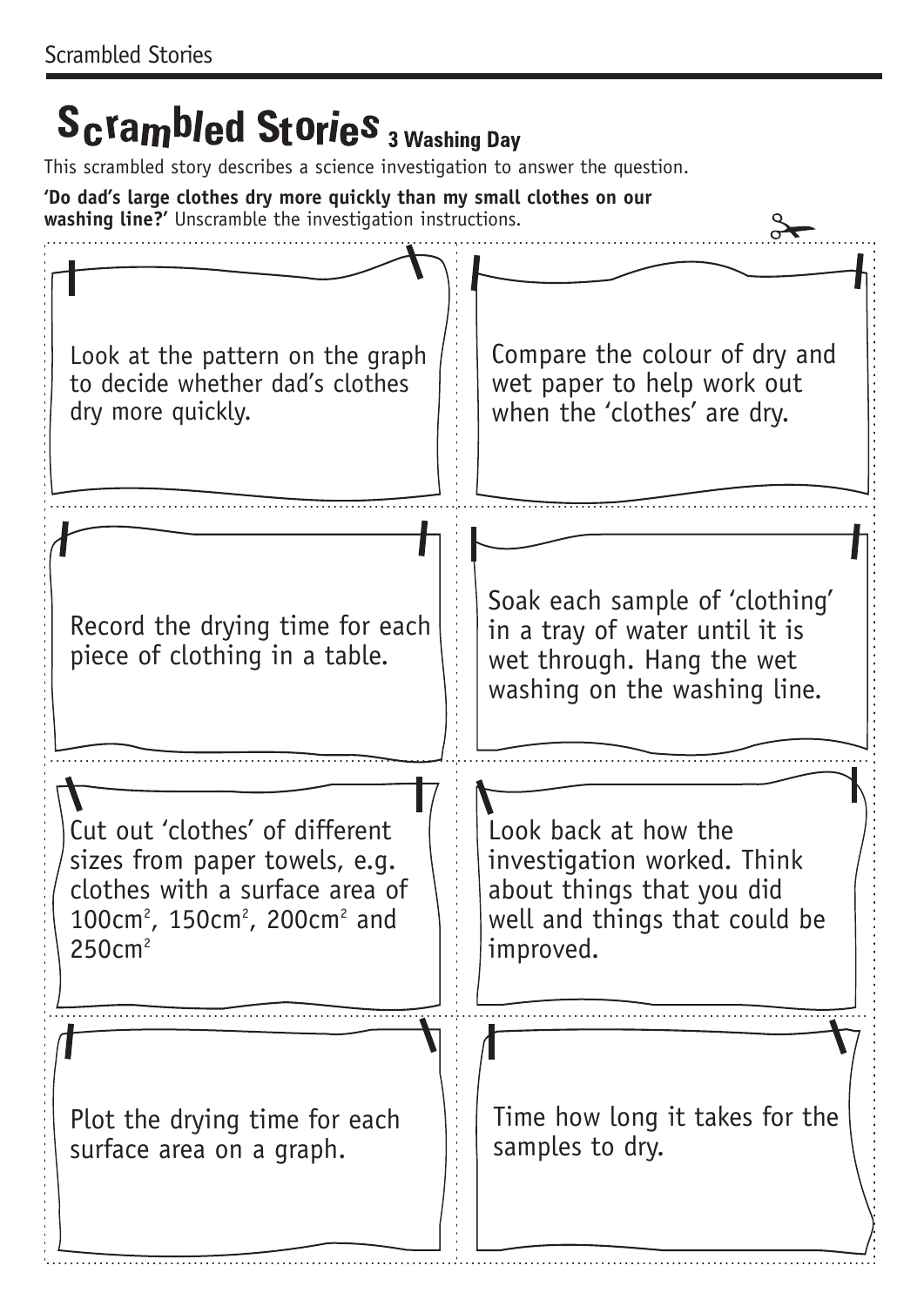# Scrambled Stories 3 Washing Day

This scrambled story describes a science investigation to answer the question.

**'Do dad's large clothes dry more quickly than my small clothes on our washing line?'** Unscramble the investigation instructions.

Look at the pattern on the graph to decide whether dad's clothes dry more quickly.

Compare the colour of dry and wet paper to help work out when the 'clothes' are dry.

Record the drying time for each piece of clothing in a table.

Soak each sample of 'clothing' in a tray of water until it is wet through. Hang the wet washing on the washing line.

Cut out 'clothes' of different sizes from paper towels, e.g. clothes with a surface area of $100cm^2$, $150cm^2$, $200cm^2$ and $250cm^2$

Look back at how the investigation worked. Think about things that you did well and things that could be improved.

Plot the drying time for each surface area on a graph.

Time how long it takes for the samples to dry.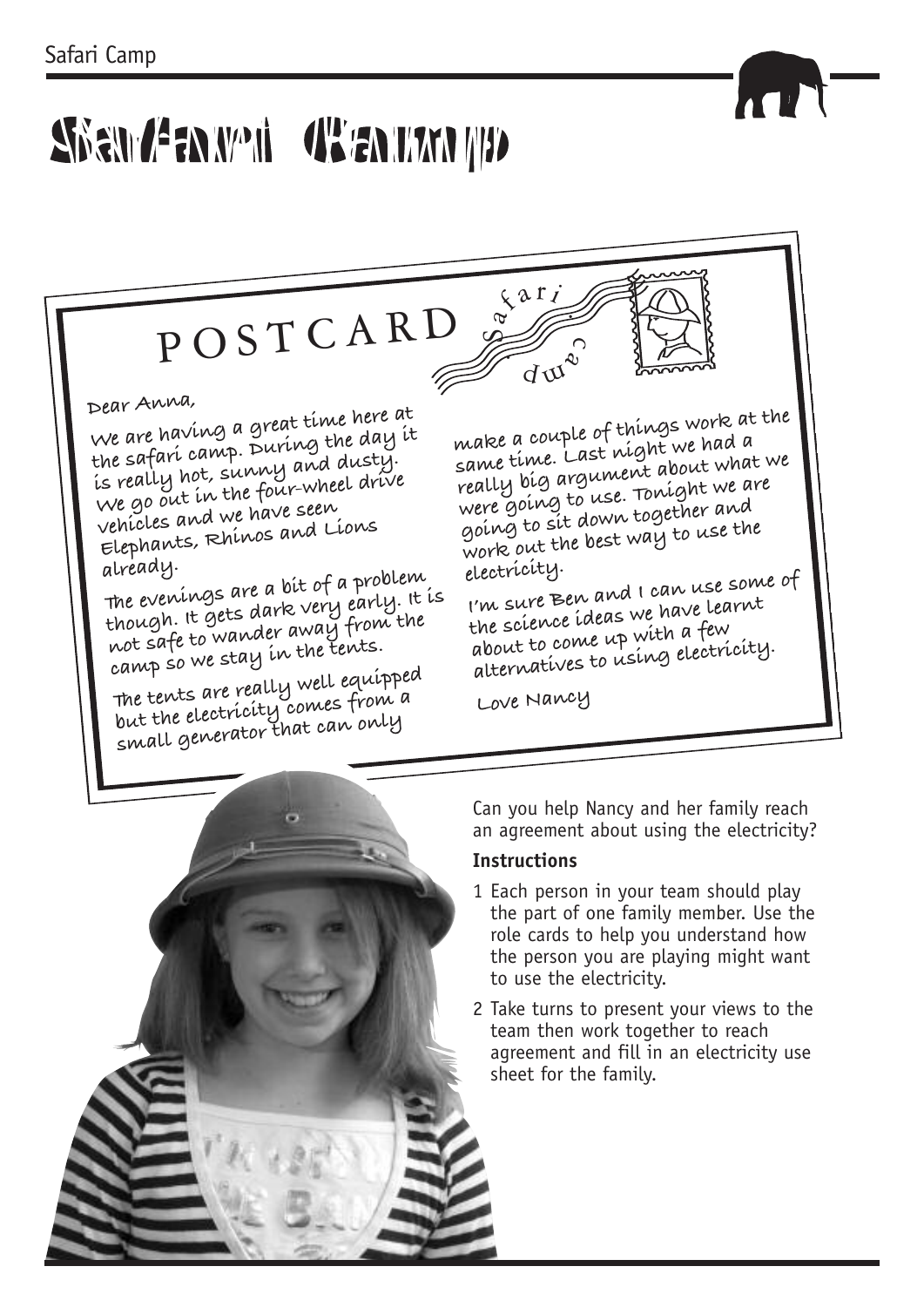# Safari Camp

## POSTCARD

Dear Anna,

We are having a great time here at the safari camp. During the day it is really hot, sunny and dusty. We go out in the four-wheel drive vehicles and we have seen Elephants, Rhinos and Lions already.

The evenings are a bit of a problem though. It gets dark very early. It is not safe to wander away from the camp so we stay in the tents.

The tents are really well equipped but the electricity comes from a small generator that can only make a couple of things work at the same time. Last night we had a really big argument about what we were going to use. Tonight we are going to sit down together and work out the best way to use the electricity.

I'm sure Ben and I can use some of the science ideas we have learnt about to come up with a few alternatives to using electricity.

Love Nancy

Can you help Nancy and her family reach an agreement about using the electricity?

**Instructions**

1. Each person in your team should play the part of one family member. Use the role cards to help you understand how the person you are playing might want to use the electricity.
2. Take turns to present your views to the team then work together to reach agreement and fill in an electricity use sheet for the family.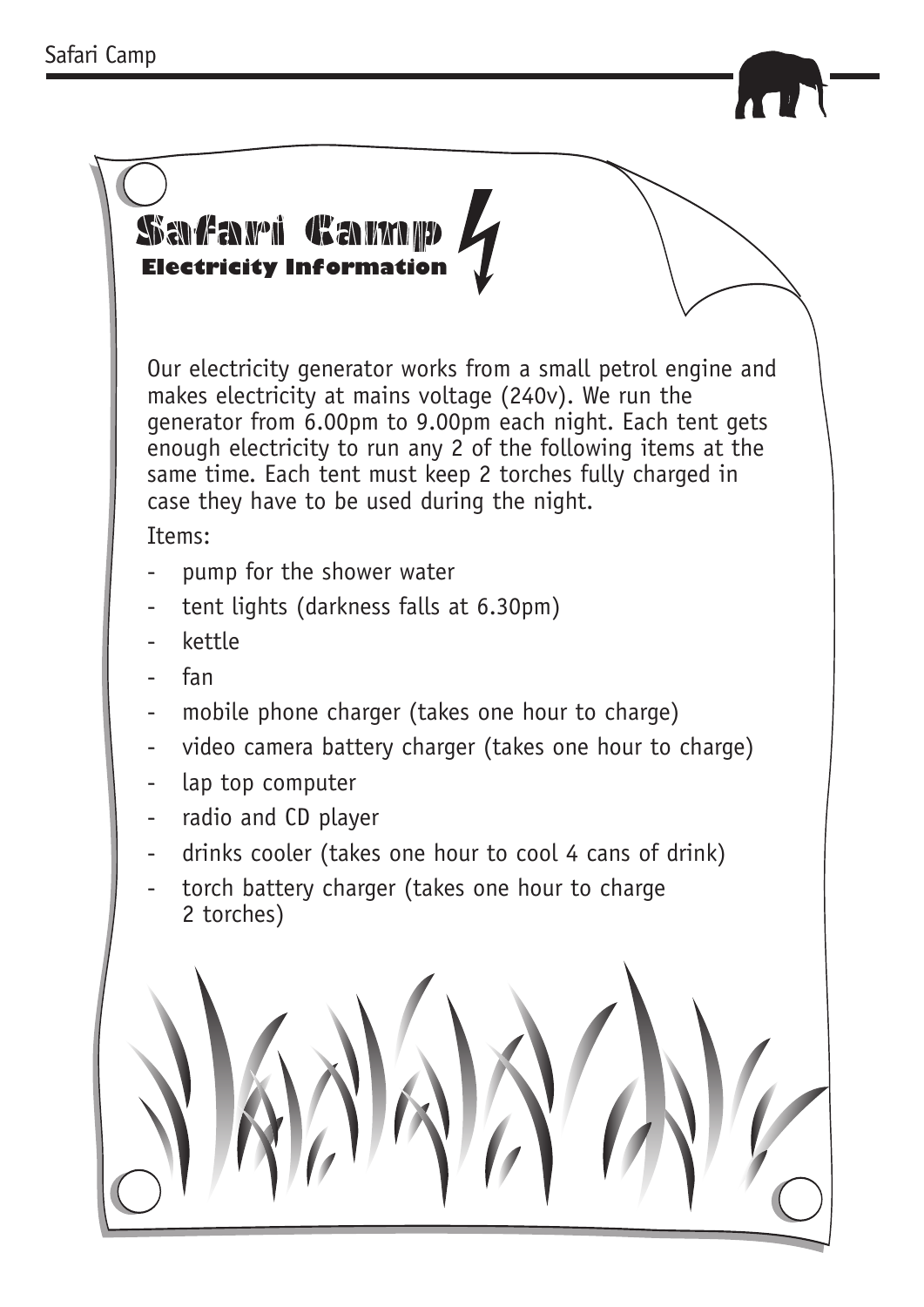# Safari Camp

## Electricity Information

Our electricity generator works from a small petrol engine and makes electricity at mains voltage (240v). We run the generator from 6.00pm to 9.00pm each night. Each tent gets enough electricity to run any 2 of the following items at the same time. Each tent must keep 2 torches fully charged in case they have to be used during the night.

Items:

- pump for the shower water
- tent lights (darkness falls at 6.30pm)
- kettle
- fan
- mobile phone charger (takes one hour to charge)
- video camera battery charger (takes one hour to charge)
- lap top computer
- radio and CD player
- drinks cooler (takes one hour to cool 4 cans of drink)
- torch battery charger (takes one hour to charge 2 torches)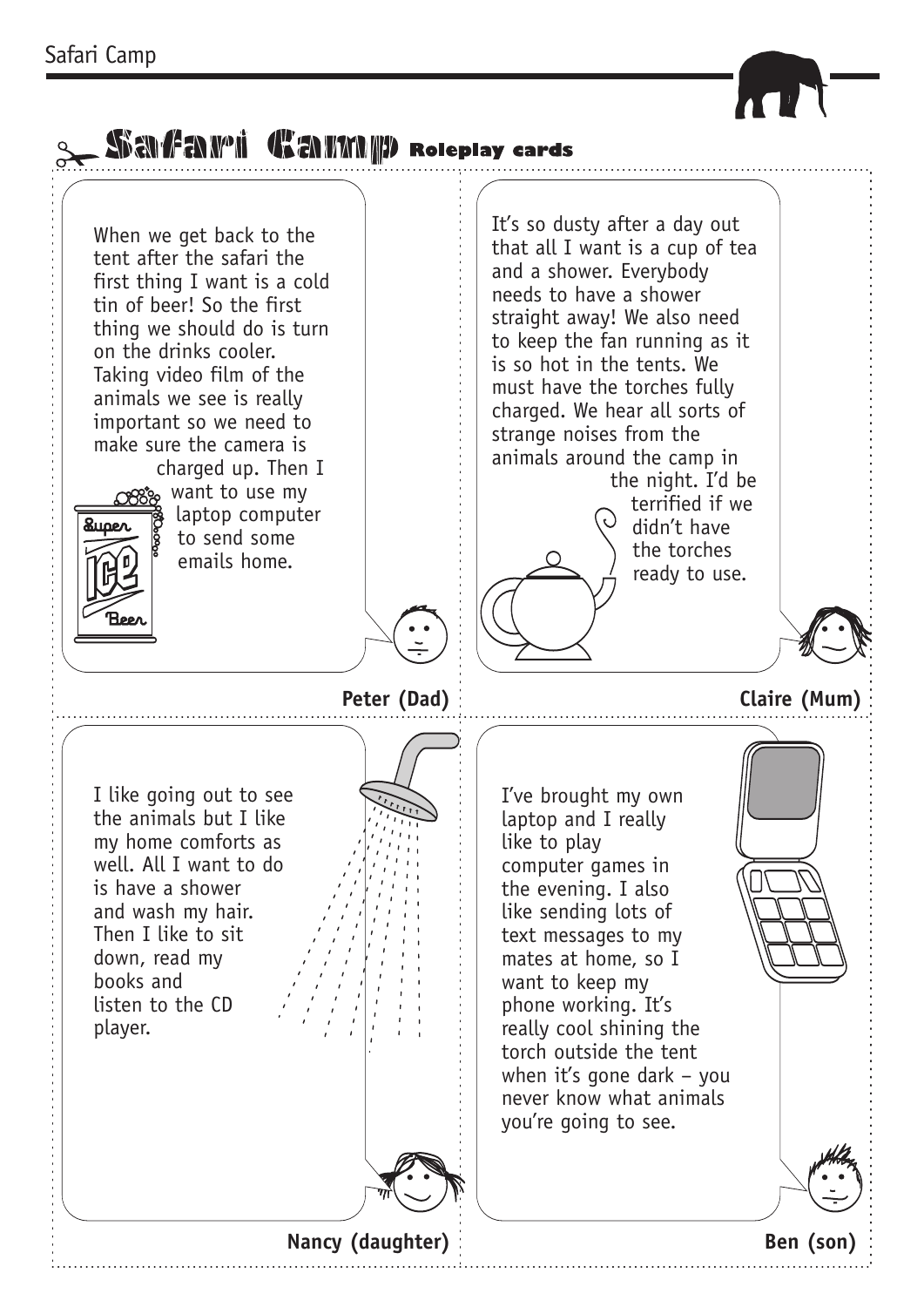# Safari Camp Roleplay cards

When we get back to the tent after the safari the first thing I want is a cold tin of beer! So the first thing we should do is turn on the drinks cooler. Taking video film of the animals we see is really important so we need to make sure the camera is charged up. Then I want to use my laptop computer to send some emails home.

**Peter (Dad)**

It's so dusty after a day out that all I want is a cup of tea and a shower. Everybody needs to have a shower straight away! We also need to keep the fan running as it is so hot in the tents. We must have the torches fully charged. We hear all sorts of strange noises from the animals around the camp in the night. I'd be terrified if we didn't have the torches ready to use.

**Claire (Mum)**

I like going out to see the animals but I like my home comforts as well. All I want to do is have a shower and wash my hair. Then I like to sit down, read my books and listen to the CD player.

**Nancy (daughter)**

I've brought my own laptop and I really like to play computer games in the evening. I also like sending lots of text messages to my mates at home, so I want to keep my phone working. It's really cool shining the torch outside the tent when it's gone dark – you never know what animals you're going to see.

**Ben (son)**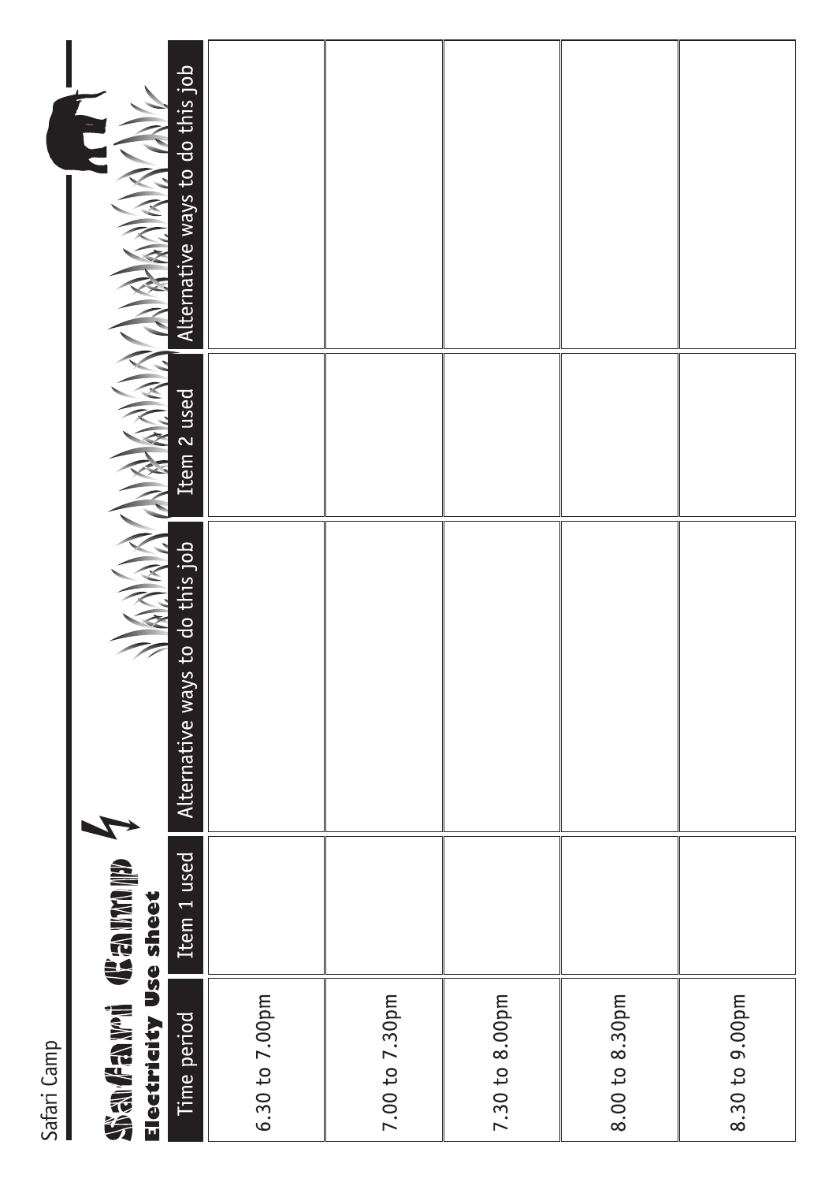# Safari Camp

## Electricity Use sheet

| Time period | Item 1 used | Alternative ways to do this job | Item 2 used | Alternative ways to do this job |
|---|---|---|---|---|
| 6.30 to 7.00pm | | | | |
| 7.00 to 7.30pm | | | | |
| 7.30 to 8.00pm | | | | |
| 8.00 to 8.30pm | | | | |
| 8.30 to 9.00pm | | | | |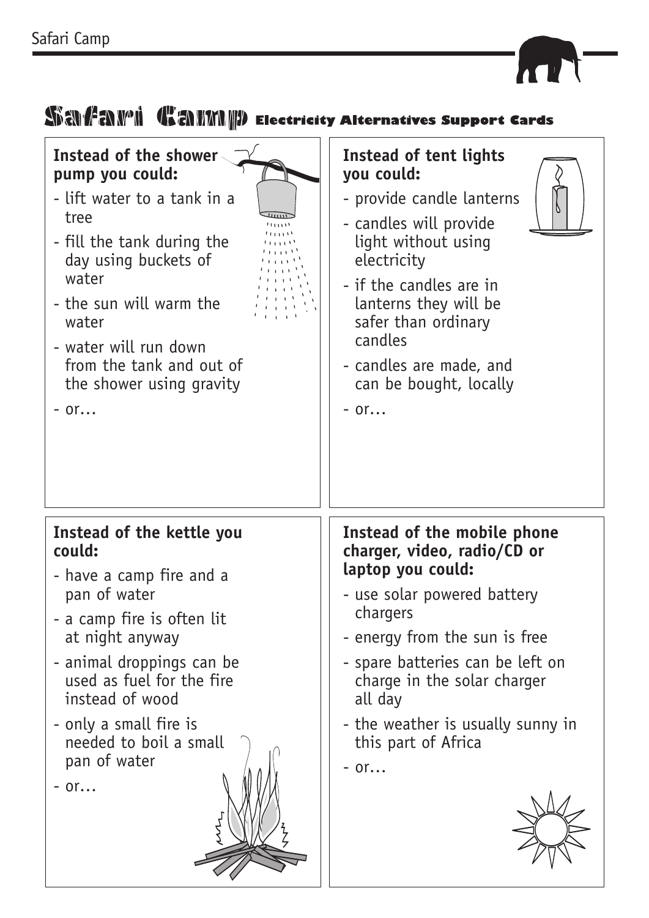# Safari Camp Electricity Alternatives Support Cards

**Instead of the shower pump you could:**

- lift water to a tank in a tree
- fill the tank during the day using buckets of water
- the sun will warm the water
- water will run down from the tank and out of the shower using gravity
- or…

**Instead of tent lights you could:**

- provide candle lanterns
- candles will provide light without using electricity
- if the candles are in lanterns they will be safer than ordinary candles
- candles are made, and can be bought, locally
- or…

**Instead of the kettle you could:**

- have a camp fire and a pan of water
- a camp fire is often lit at night anyway
- animal droppings can be used as fuel for the fire instead of wood
- only a small fire is needed to boil a small pan of water
- or…

**Instead of the mobile phone charger, video, radio/CD or laptop you could:**

- use solar powered battery chargers
- energy from the sun is free
- spare batteries can be left on charge in the solar charger all day
- the weather is usually sunny in this part of Africa
- or…